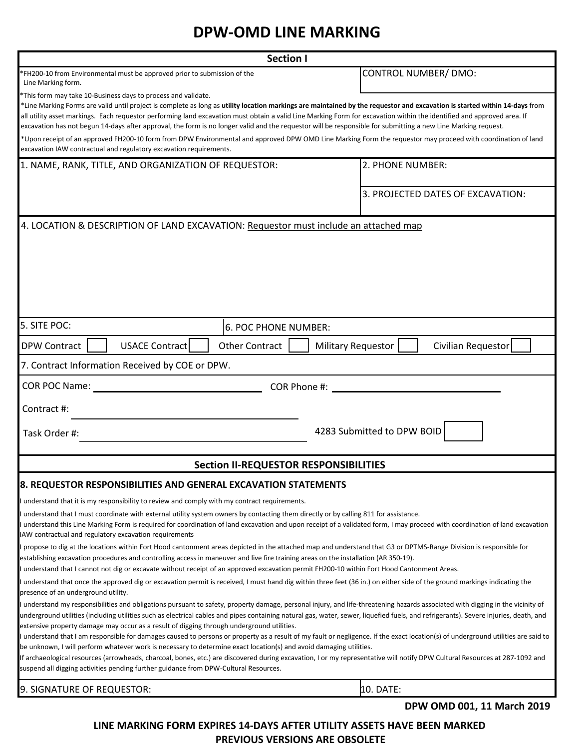# DPW-OMD LINE MARKING

## Section I

*FH200-10 from Environmental must be approved prior to submission of the Line Marking form.

CONTROL NUMBER/ DMO:

*This form may take 10-Business days to process and validate.

*Line Marking Forms are valid until project is complete as long as **utility location markings are maintained by the requestor and excavation is started within 14-days** from all utility asset markings. Each requestor performing land excavation must obtain a valid Line Marking Form for excavation within the identified and approved area. If excavation has not begun 14-days after approval, the form is no longer valid and the requestor will be responsible for submitting a new Line Marking request.

*Upon receipt of an approved FH200-10 form from DPW Environmental and approved DPW OMD Line Marking Form the requestor may proceed with coordination of land excavation IAW contractual and regulatory excavation requirements.

1. NAME, RANK, TITLE, AND ORGANIZATION OF REQUESTOR:

2. PHONE NUMBER:

3. PROJECTED DATES OF EXCAVATION:

4. LOCATION & DESCRIPTION OF LAND EXCAVATION: Requestor must include an attached map

5. SITE POC:

6. POC PHONE NUMBER:

DPW Contract ☐ USACE Contract ☐ Other Contract ☐ Military Requestor ☐ Civilian Requestor ☐

7. Contract Information Received by COE or DPW.

COR POC Name: ______________________ COR Phone #: ______________________

Contract #: ______________________

Task Order #: ______________________

4283 Submitted to DPW BOID ☐

## Section II-REQUESTOR RESPONSIBILITIES

### 8. REQUESTOR RESPONSIBILITIES AND GENERAL EXCAVATION STATEMENTS

I understand that it is my responsibility to review and comply with my contract requirements.

I understand that I must coordinate with external utility system owners by contacting them directly or by calling 811 for assistance.

I understand this Line Marking Form is required for coordination of land excavation and upon receipt of a validated form, I may proceed with coordination of land excavation IAW contractual and regulatory excavation requirements

I propose to dig at the locations within Fort Hood cantonment areas depicted in the attached map and understand that G3 or DPTMS-Range Division is responsible for establishing excavation procedures and controlling access in maneuver and live fire training areas on the installation (AR 350-19).

I understand that I cannot not dig or excavate without receipt of an approved excavation permit FH200-10 within Fort Hood Cantonment Areas.

I understand that once the approved dig or excavation permit is received, I must hand dig within three feet (36 in.) on either side of the ground markings indicating the presence of an underground utility.

I understand my responsibilities and obligations pursuant to safety, property damage, personal injury, and life-threatening hazards associated with digging in the vicinity of underground utilities (including utilities such as electrical cables and pipes containing natural gas, water, sewer, liquefied fuels, and refrigerants). Severe injuries, death, and extensive property damage may occur as a result of digging through underground utilities.

I understand that I am responsible for damages caused to persons or property as a result of my fault or negligence. If the exact location(s) of underground utilities are said to be unknown, I will perform whatever work is necessary to determine exact location(s) and avoid damaging utilities.

If archaeological resources (arrowheads, charcoal, bones, etc.) are discovered during excavation, I or my representative will notify DPW Cultural Resources at 287-1092 and suspend all digging activities pending further guidance from DPW-Cultural Resources.

9. SIGNATURE OF REQUESTOR:

10. DATE:

**DPW OMD 001, 11 March 2019**

**LINE MARKING FORM EXPIRES 14-DAYS AFTER UTILITY ASSETS HAVE BEEN MARKED**
**PREVIOUS VERSIONS ARE OBSOLETE**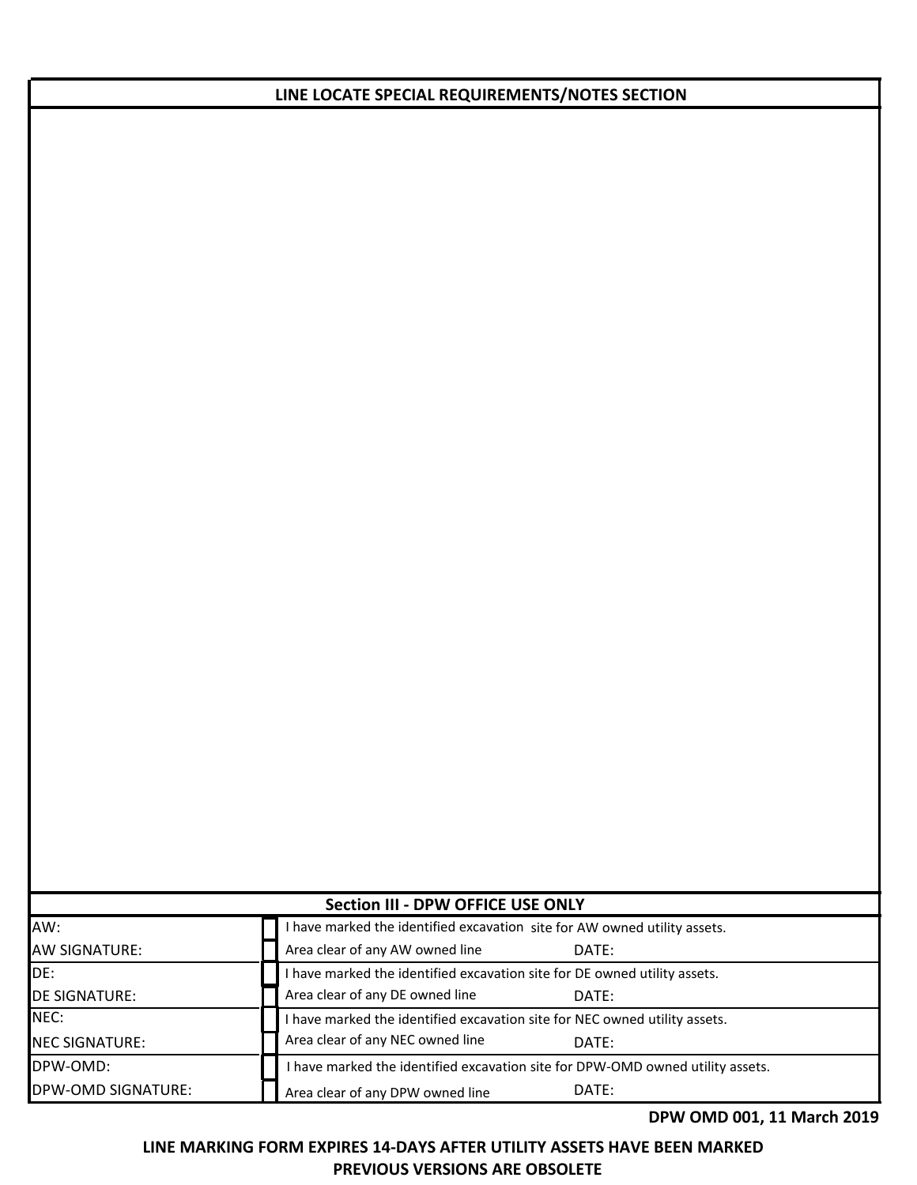## LINE LOCATE SPECIAL REQUIREMENTS/NOTES SECTION

### Section III - DPW OFFICE USE ONLY

| | | |
|---|---|---|
| AW: | ☐ | I have marked the identified excavation site for AW owned utility assets. |
| AW SIGNATURE: | ☐ | Area clear of any AW owned line DATE: |
| DE: | ☐ | I have marked the identified excavation site for DE owned utility assets. |
| DE SIGNATURE: | ☐ | Area clear of any DE owned line DATE: |
| NEC: | ☐ | I have marked the identified excavation site for NEC owned utility assets. |
| NEC SIGNATURE: | ☐ | Area clear of any NEC owned line DATE: |
| DPW-OMD: | ☐ | I have marked the identified excavation site for DPW-OMD owned utility assets. |
| DPW-OMD SIGNATURE: | ☐ | Area clear of any DPW owned line DATE: |

**DPW OMD 001, 11 March 2019**

**LINE MARKING FORM EXPIRES 14-DAYS AFTER UTILITY ASSETS HAVE BEEN MARKED**
**PREVIOUS VERSIONS ARE OBSOLETE**